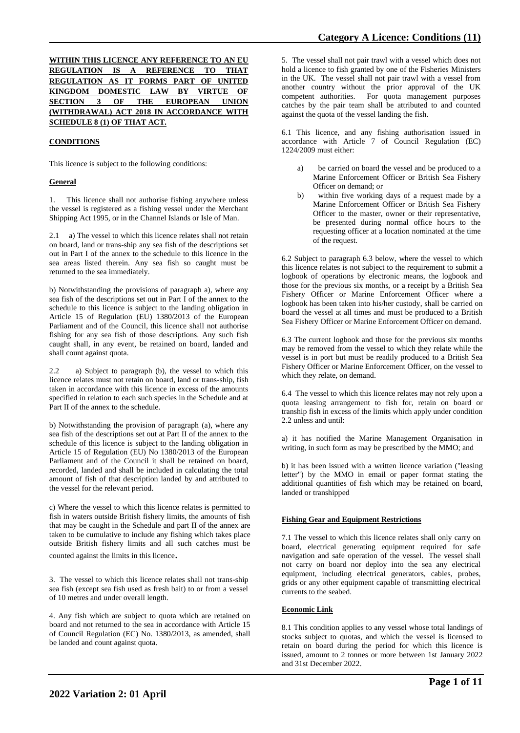**WITHIN THIS LICENCE ANY REFERENCE TO AN EU REGULATION IS A REFERENCE TO THAT REGULATION AS IT FORMS PART OF UNITED KINGDOM DOMESTIC LAW BY VIRTUE OF SECTION 3 OF THE EUROPEAN UNION (WITHDRAWAL) ACT 2018 IN ACCORDANCE WITH SCHEDULE 8 (1) OF THAT ACT.**

**CONDITIONS**

This licence is subject to the following conditions:

**General**

1. This licence shall not authorise fishing anywhere unless the vessel is registered as a fishing vessel under the Merchant Shipping Act 1995, or in the Channel Islands or Isle of Man.

2.1 a) The vessel to which this licence relates shall not retain on board, land or trans-ship any sea fish of the descriptions set out in Part I of the annex to the schedule to this licence in the sea areas listed therein. Any sea fish so caught must be returned to the sea immediately.

b) Notwithstanding the provisions of paragraph a), where any sea fish of the descriptions set out in Part I of the annex to the schedule to this licence is subject to the landing obligation in Article 15 of Regulation (EU) 1380/2013 of the European Parliament and of the Council, this licence shall not authorise fishing for any sea fish of those descriptions. Any such fish caught shall, in any event, be retained on board, landed and shall count against quota.

2.2 a) Subject to paragraph (b), the vessel to which this licence relates must not retain on board, land or trans-ship, fish taken in accordance with this licence in excess of the amounts specified in relation to each such species in the Schedule and at Part II of the annex to the schedule.

b) Notwithstanding the provision of paragraph (a), where any sea fish of the descriptions set out at Part II of the annex to the schedule of this licence is subject to the landing obligation in Article 15 of Regulation (EU) No 1380/2013 of the European Parliament and of the Council it shall be retained on board, recorded, landed and shall be included in calculating the total amount of fish of that description landed by and attributed to the vessel for the relevant period.

c) Where the vessel to which this licence relates is permitted to fish in waters outside British fishery limits, the amounts of fish that may be caught in the Schedule and part II of the annex are taken to be cumulative to include any fishing which takes place outside British fishery limits and all such catches must be counted against the limits in this licence.

3. The vessel to which this licence relates shall not trans-ship sea fish (except sea fish used as fresh bait) to or from a vessel of 10 metres and under overall length.

4. Any fish which are subject to quota which are retained on board and not returned to the sea in accordance with Article 15 of Council Regulation (EC) No. 1380/2013, as amended, shall be landed and count against quota.

5. The vessel shall not pair trawl with a vessel which does not hold a licence to fish granted by one of the Fisheries Ministers in the UK. The vessel shall not pair trawl with a vessel from another country without the prior approval of the UK competent authorities. For quota management purposes catches by the pair team shall be attributed to and counted against the quota of the vessel landing the fish.

6.1 This licence, and any fishing authorisation issued in accordance with Article 7 of Council Regulation (EC) 1224/2009 must either:

a) be carried on board the vessel and be produced to a Marine Enforcement Officer or British Sea Fishery Officer on demand; or

b) within five working days of a request made by a Marine Enforcement Officer or British Sea Fishery Officer to the master, owner or their representative, be presented during normal office hours to the requesting officer at a location nominated at the time of the request.

6.2 Subject to paragraph 6.3 below, where the vessel to which this licence relates is not subject to the requirement to submit a logbook of operations by electronic means, the logbook and those for the previous six months, or a receipt by a British Sea Fishery Officer or Marine Enforcement Officer where a logbook has been taken into his/her custody, shall be carried on board the vessel at all times and must be produced to a British Sea Fishery Officer or Marine Enforcement Officer on demand.

6.3 The current logbook and those for the previous six months may be removed from the vessel to which they relate while the vessel is in port but must be readily produced to a British Sea Fishery Officer or Marine Enforcement Officer, on the vessel to which they relate, on demand.

6.4 The vessel to which this licence relates may not rely upon a quota leasing arrangement to fish for, retain on board or tranship fish in excess of the limits which apply under condition 2.2 unless and until:

a) it has notified the Marine Management Organisation in writing, in such form as may be prescribed by the MMO; and

b) it has been issued with a written licence variation ("leasing letter") by the MMO in email or paper format stating the additional quantities of fish which may be retained on board, landed or transhipped

**Fishing Gear and Equipment Restrictions**

7.1 The vessel to which this licence relates shall only carry on board, electrical generating equipment required for safe navigation and safe operation of the vessel. The vessel shall not carry on board nor deploy into the sea any electrical equipment, including electrical generators, cables, probes, grids or any other equipment capable of transmitting electrical currents to the seabed.

**Economic Link**

8.1 This condition applies to any vessel whose total landings of stocks subject to quotas, and which the vessel is licensed to retain on board during the period for which this licence is issued, amount to 2 tonnes or more between 1st January 2022 and 31st December 2022.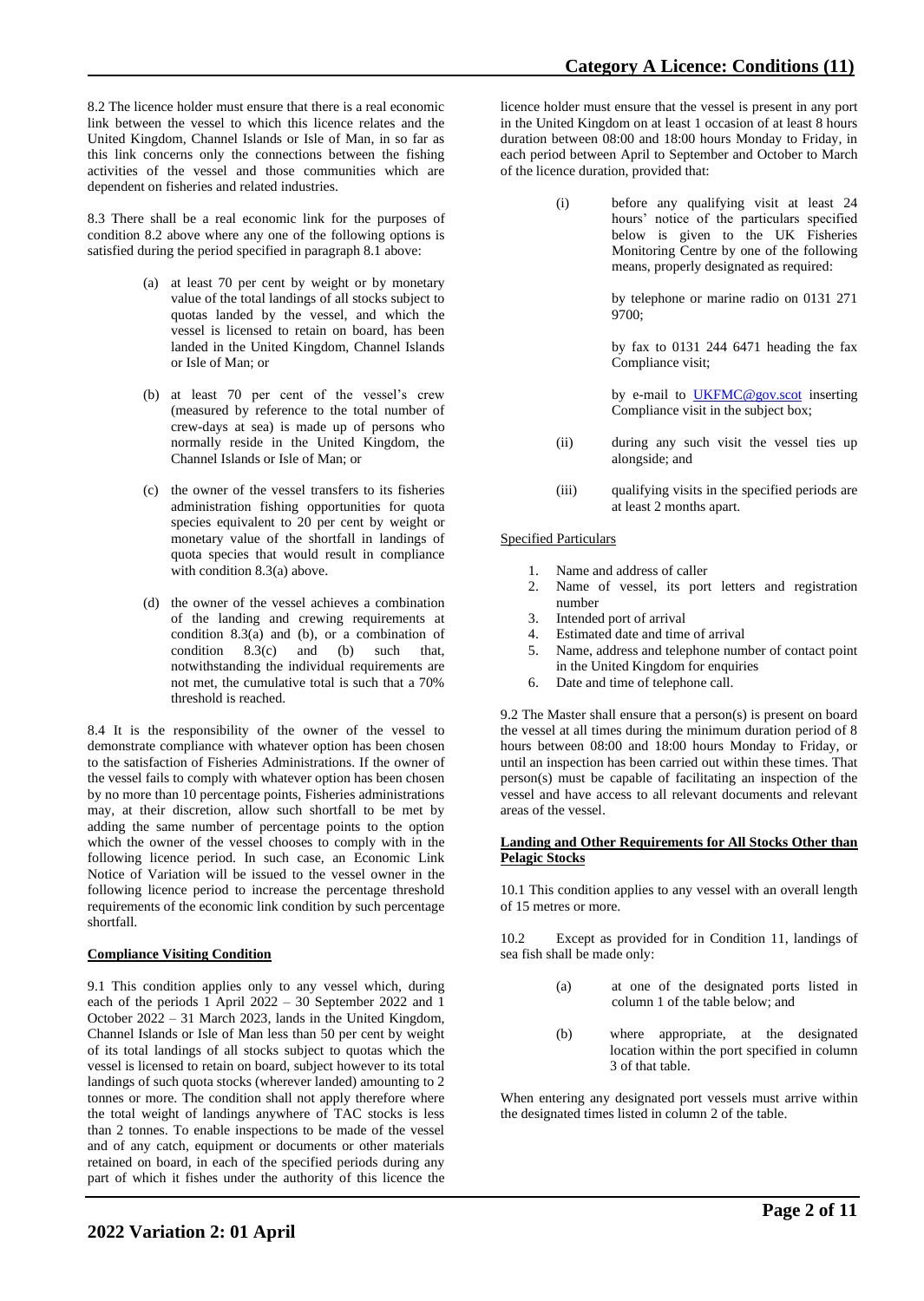8.2 The licence holder must ensure that there is a real economic link between the vessel to which this licence relates and the United Kingdom, Channel Islands or Isle of Man, in so far as this link concerns only the connections between the fishing activities of the vessel and those communities which are dependent on fisheries and related industries.

8.3 There shall be a real economic link for the purposes of condition 8.2 above where any one of the following options is satisfied during the period specified in paragraph 8.1 above:

(a) at least 70 per cent by weight or by monetary value of the total landings of all stocks subject to quotas landed by the vessel, and which the vessel is licensed to retain on board, has been landed in the United Kingdom, Channel Islands or Isle of Man; or

(b) at least 70 per cent of the vessel's crew (measured by reference to the total number of crew-days at sea) is made up of persons who normally reside in the United Kingdom, the Channel Islands or Isle of Man; or

(c) the owner of the vessel transfers to its fisheries administration fishing opportunities for quota species equivalent to 20 per cent by weight or monetary value of the shortfall in landings of quota species that would result in compliance with condition 8.3(a) above.

(d) the owner of the vessel achieves a combination of the landing and crewing requirements at condition 8.3(a) and (b), or a combination of condition 8.3(c) and (b) such that, notwithstanding the individual requirements are not met, the cumulative total is such that a 70% threshold is reached.

8.4 It is the responsibility of the owner of the vessel to demonstrate compliance with whatever option has been chosen to the satisfaction of Fisheries Administrations. If the owner of the vessel fails to comply with whatever option has been chosen by no more than 10 percentage points, Fisheries administrations may, at their discretion, allow such shortfall to be met by adding the same number of percentage points to the option which the owner of the vessel chooses to comply with in the following licence period. In such case, an Economic Link Notice of Variation will be issued to the vessel owner in the following licence period to increase the percentage threshold requirements of the economic link condition by such percentage shortfall.

**Compliance Visiting Condition**

9.1 This condition applies only to any vessel which, during each of the periods 1 April 2022 – 30 September 2022 and 1 October 2022 – 31 March 2023, lands in the United Kingdom, Channel Islands or Isle of Man less than 50 per cent by weight of its total landings of all stocks subject to quotas which the vessel is licensed to retain on board, subject however to its total landings of such quota stocks (wherever landed) amounting to 2 tonnes or more. The condition shall not apply therefore where the total weight of landings anywhere of TAC stocks is less than 2 tonnes. To enable inspections to be made of the vessel and of any catch, equipment or documents or other materials retained on board, in each of the specified periods during any part of which it fishes under the authority of this licence the licence holder must ensure that the vessel is present in any port in the United Kingdom on at least 1 occasion of at least 8 hours duration between 08:00 and 18:00 hours Monday to Friday, in each period between April to September and October to March of the licence duration, provided that:

(i) before any qualifying visit at least 24 hours' notice of the particulars specified below is given to the UK Fisheries Monitoring Centre by one of the following means, properly designated as required:

by telephone or marine radio on 0131 271 9700;

by fax to 0131 244 6471 heading the fax Compliance visit;

by e-mail to UKFMC@gov.scot inserting Compliance visit in the subject box;

(ii) during any such visit the vessel ties up alongside; and

(iii) qualifying visits in the specified periods are at least 2 months apart.

Specified Particulars

1. Name and address of caller
2. Name of vessel, its port letters and registration number
3. Intended port of arrival
4. Estimated date and time of arrival
5. Name, address and telephone number of contact point in the United Kingdom for enquiries
6. Date and time of telephone call.

9.2 The Master shall ensure that a person(s) is present on board the vessel at all times during the minimum duration period of 8 hours between 08:00 and 18:00 hours Monday to Friday, or until an inspection has been carried out within these times. That person(s) must be capable of facilitating an inspection of the vessel and have access to all relevant documents and relevant areas of the vessel.

**Landing and Other Requirements for All Stocks Other than Pelagic Stocks**

10.1 This condition applies to any vessel with an overall length of 15 metres or more.

10.2 Except as provided for in Condition 11, landings of sea fish shall be made only:

(a) at one of the designated ports listed in column 1 of the table below; and

(b) where appropriate, at the designated location within the port specified in column 3 of that table.

When entering any designated port vessels must arrive within the designated times listed in column 2 of the table.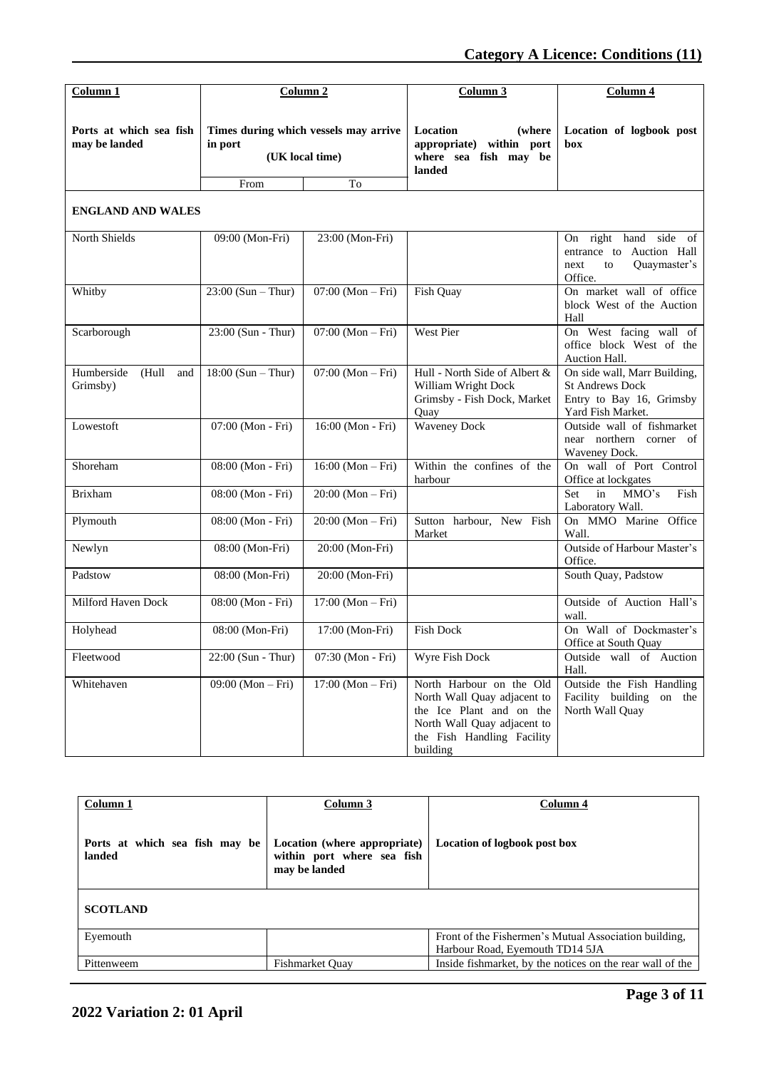| Column 1 | Column 2 | | Column 3 | Column 4 |
|---|---|---|---|---|
| **Ports at which sea fish may be landed** | **Times during which vessels may arrive in port (UK local time)** | | **Location (where appropriate) within port where sea fish may be landed** | **Location of logbook post box** |
| | From | To | | |
| **ENGLAND AND WALES** | | | | |
| North Shields | 09:00 (Mon-Fri) | 23:00 (Mon-Fri) | | On right hand side of entrance to Auction Hall next to Quaymaster's Office. |
| Whitby | 23:00 (Sun – Thur) | 07:00 (Mon – Fri) | Fish Quay | On market wall of office block West of the Auction Hall |
| Scarborough | 23:00 (Sun - Thur) | 07:00 (Mon – Fri) | West Pier | On West facing wall of office block West of the Auction Hall. |
| Humberside (Hull and Grimsby) | 18:00 (Sun – Thur) | 07:00 (Mon – Fri) | Hull - North Side of Albert & William Wright Dock Grimsby - Fish Dock, Market Quay | On side wall, Marr Building, St Andrews Dock Entry to Bay 16, Grimsby Yard Fish Market. |
| Lowestoft | 07:00 (Mon - Fri) | 16:00 (Mon - Fri) | Waveney Dock | Outside wall of fishmarket near northern corner of Waveney Dock. |
| Shoreham | 08:00 (Mon - Fri) | 16:00 (Mon – Fri) | Within the confines of the harbour | On wall of Port Control Office at lockgates |
| Brixham | 08:00 (Mon - Fri) | 20:00 (Mon – Fri) | | Set in MMO's Fish Laboratory Wall. |
| Plymouth | 08:00 (Mon - Fri) | 20:00 (Mon – Fri) | Sutton harbour, New Fish Market | On MMO Marine Office Wall. |
| Newlyn | 08:00 (Mon-Fri) | 20:00 (Mon-Fri) | | Outside of Harbour Master's Office. |
| Padstow | 08:00 (Mon-Fri) | 20:00 (Mon-Fri) | | South Quay, Padstow |
| Milford Haven Dock | 08:00 (Mon - Fri) | 17:00 (Mon – Fri) | | Outside of Auction Hall's wall. |
| Holyhead | 08:00 (Mon-Fri) | 17:00 (Mon-Fri) | Fish Dock | On Wall of Dockmaster's Office at South Quay |
| Fleetwood | 22:00 (Sun - Thur) | 07:30 (Mon - Fri) | Wyre Fish Dock | Outside wall of Auction Hall. |
| Whitehaven | 09:00 (Mon – Fri) | 17:00 (Mon – Fri) | North Harbour on the Old North Wall Quay adjacent to the Ice Plant and on the North Wall Quay adjacent to the Fish Handling Facility building | Outside the Fish Handling Facility building on the North Wall Quay |

| Column 1 | Column 3 | Column 4 |
|---|---|---|
| **Ports at which sea fish may be landed** | **Location (where appropriate) within port where sea fish may be landed** | **Location of logbook post box** |
| **SCOTLAND** | | |
| Eyemouth | | Front of the Fishermen's Mutual Association building, Harbour Road, Eyemouth TD14 5JA |
| Pittenweem | Fishmarket Quay | Inside fishmarket, by the notices on the rear wall of the |

2022 Variation 2: 01 April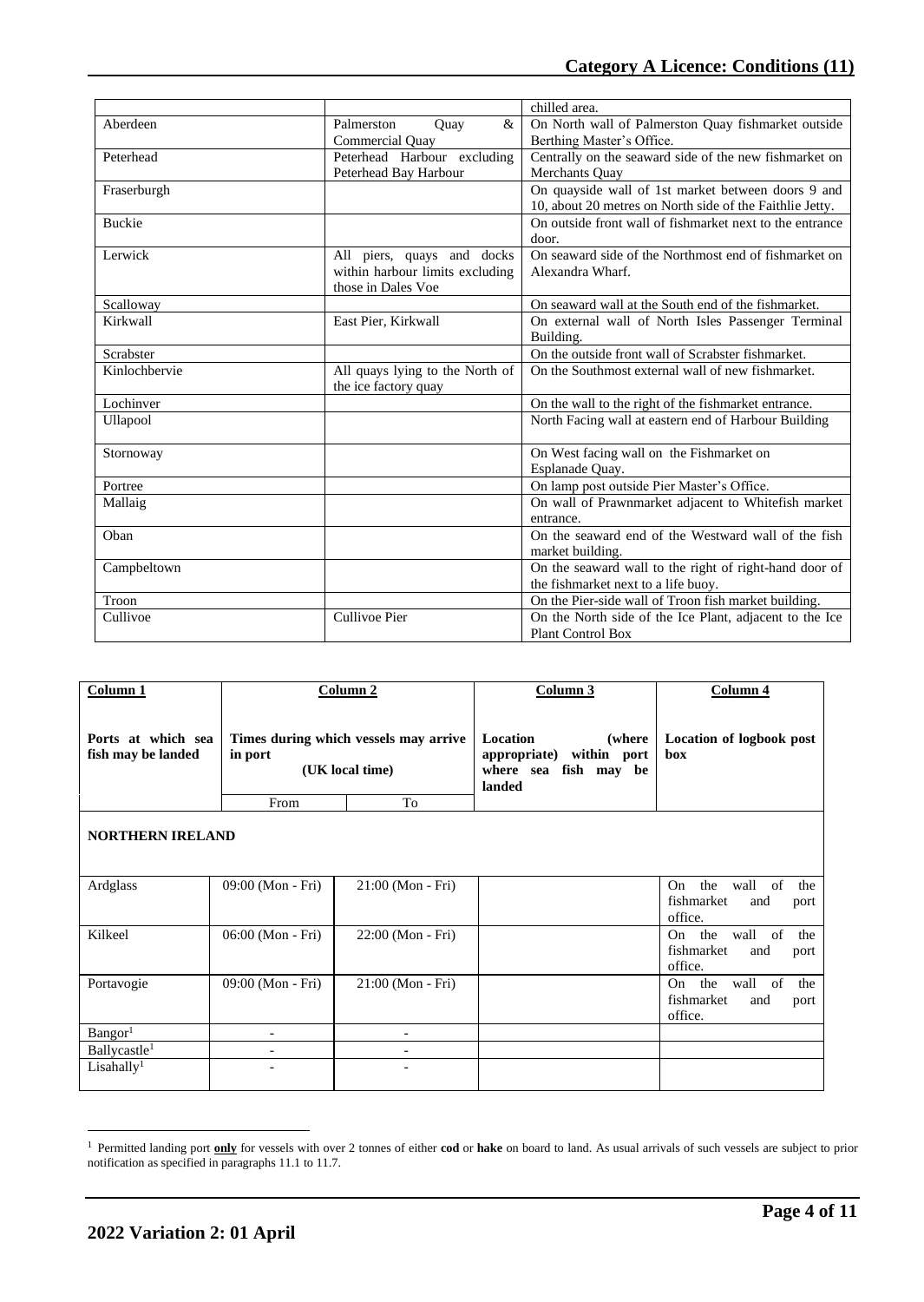| | | chilled area. |
|---|---|---|
| Aberdeen | Palmerston Quay & Commercial Quay | On North wall of Palmerston Quay fishmarket outside Berthing Master's Office. |
| Peterhead | Peterhead Harbour excluding Peterhead Bay Harbour | Centrally on the seaward side of the new fishmarket on Merchants Quay |
| Fraserburgh | | On quayside wall of 1st market between doors 9 and 10, about 20 metres on North side of the Faithlie Jetty. |
| Buckie | | On outside front wall of fishmarket next to the entrance door. |
| Lerwick | All piers, quays and docks within harbour limits excluding those in Dales Voe | On seaward side of the Northmost end of fishmarket on Alexandra Wharf. |
| Scalloway | | On seaward wall at the South end of the fishmarket. |
| Kirkwall | East Pier, Kirkwall | On external wall of North Isles Passenger Terminal Building. |
| Scrabster | | On the outside front wall of Scrabster fishmarket. |
| Kinlochbervie | All quays lying to the North of the ice factory quay | On the Southmost external wall of new fishmarket. |
| Lochinver | | On the wall to the right of the fishmarket entrance. |
| Ullapool | | North Facing wall at eastern end of Harbour Building |
| Stornoway | | On West facing wall on the Fishmarket on Esplanade Quay. |
| Portree | | On lamp post outside Pier Master's Office. |
| Mallaig | | On wall of Prawnmarket adjacent to Whitefish market entrance. |
| Oban | | On the seaward end of the Westward wall of the fish market building. |
| Campbeltown | | On the seaward wall to the right of right-hand door of the fishmarket next to a life buoy. |
| Troon | | On the Pier-side wall of Troon fish market building. |
| Cullivoe | Cullivoe Pier | On the North side of the Ice Plant, adjacent to the Ice Plant Control Box |

| **Column 1** | **Column 2** | | **Column 3** | **Column 4** |
|---|---|---|---|---|
| **Ports at which sea fish may be landed** | **Times during which vessels may arrive in port (UK local time)** | | **Location (where appropriate) within port where sea fish may be landed** | **Location of logbook post box** |
| | From | To | | |
| **NORTHERN IRELAND** | | | | |
| Ardglass | 09:00 (Mon - Fri) | 21:00 (Mon - Fri) | | On the wall of the fishmarket and port office. |
| Kilkeel | 06:00 (Mon - Fri) | 22:00 (Mon - Fri) | | On the wall of the fishmarket and port office. |
| Portavogie | 09:00 (Mon - Fri) | 21:00 (Mon - Fri) | | On the wall of the fishmarket and port office. |
| Bangor[1] | - | - | | |
| Ballycastle[1] | - | - | | |
| Lisahally[1] | - | - | | |

[1] Permitted landing port **only** for vessels with over 2 tonnes of either **cod** or **hake** on board to land. As usual arrivals of such vessels are subject to prior notification as specified in paragraphs 11.1 to 11.7.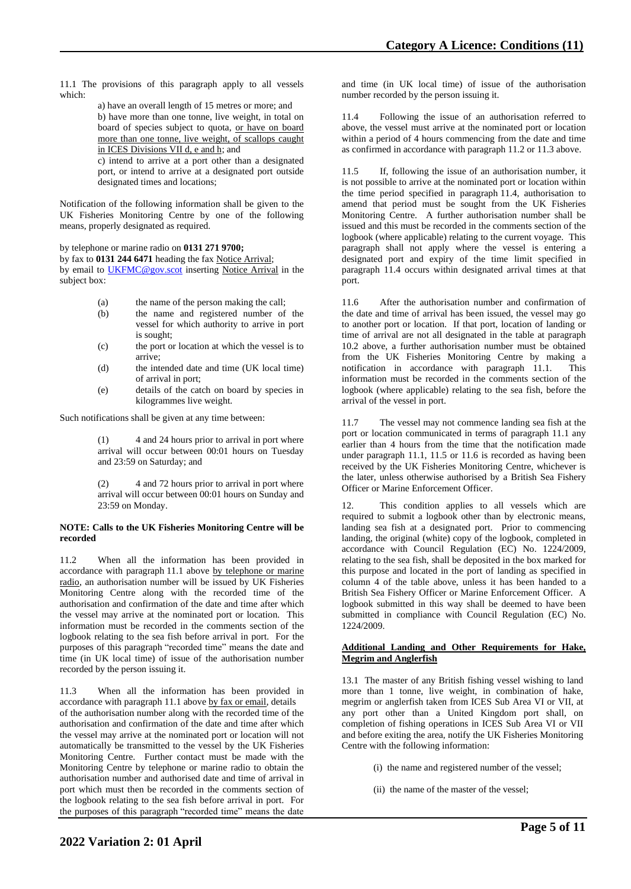11.1 The provisions of this paragraph apply to all vessels which:

a) have an overall length of 15 metres or more; and

b) have more than one tonne, live weight, in total on board of species subject to quota, <u>or have on board more than one tonne, live weight, of scallops caught in ICES Divisions VII d, e and h</u>; and

c) intend to arrive at a port other than a designated port, or intend to arrive at a designated port outside designated times and locations;

Notification of the following information shall be given to the UK Fisheries Monitoring Centre by one of the following means, properly designated as required.

by telephone or marine radio on **0131 271 9700;**
by fax to **0131 244 6471** heading the fax <u>Notice Arrival</u>;
by email to UKFMC@gov.scot inserting <u>Notice Arrival</u> in the subject box:

(a) the name of the person making the call;
(b) the name and registered number of the vessel for which authority to arrive in port is sought;
(c) the port or location at which the vessel is to arrive;
(d) the intended date and time (UK local time) of arrival in port;
(e) details of the catch on board by species in kilogrammes live weight.

Such notifications shall be given at any time between:

(1) 4 and 24 hours prior to arrival in port where arrival will occur between 00:01 hours on Tuesday and 23:59 on Saturday; and

(2) 4 and 72 hours prior to arrival in port where arrival will occur between 00:01 hours on Sunday and 23:59 on Monday.

**NOTE: Calls to the UK Fisheries Monitoring Centre will be recorded**

11.2 When all the information has been provided in accordance with paragraph 11.1 above <u>by telephone or marine radio</u>, an authorisation number will be issued by UK Fisheries Monitoring Centre along with the recorded time of the authorisation and confirmation of the date and time after which the vessel may arrive at the nominated port or location. This information must be recorded in the comments section of the logbook relating to the sea fish before arrival in port. For the purposes of this paragraph "recorded time" means the date and time (in UK local time) of issue of the authorisation number recorded by the person issuing it.

11.3 When all the information has been provided in accordance with paragraph 11.1 above <u>by fax or email</u>, details of the authorisation number along with the recorded time of the authorisation and confirmation of the date and time after which the vessel may arrive at the nominated port or location will not automatically be transmitted to the vessel by the UK Fisheries Monitoring Centre. Further contact must be made with the Monitoring Centre by telephone or marine radio to obtain the authorisation number and authorised date and time of arrival in port which must then be recorded in the comments section of the logbook relating to the sea fish before arrival in port. For the purposes of this paragraph "recorded time" means the date and time (in UK local time) of issue of the authorisation number recorded by the person issuing it.

11.4 Following the issue of an authorisation referred to above, the vessel must arrive at the nominated port or location within a period of 4 hours commencing from the date and time as confirmed in accordance with paragraph 11.2 or 11.3 above.

11.5 If, following the issue of an authorisation number, it is not possible to arrive at the nominated port or location within the time period specified in paragraph 11.4, authorisation to amend that period must be sought from the UK Fisheries Monitoring Centre. A further authorisation number shall be issued and this must be recorded in the comments section of the logbook (where applicable) relating to the current voyage. This paragraph shall not apply where the vessel is entering a designated port and expiry of the time limit specified in paragraph 11.4 occurs within designated arrival times at that port.

11.6 After the authorisation number and confirmation of the date and time of arrival has been issued, the vessel may go to another port or location. If that port, location of landing or time of arrival are not all designated in the table at paragraph 10.2 above, a further authorisation number must be obtained from the UK Fisheries Monitoring Centre by making a notification in accordance with paragraph 11.1. This information must be recorded in the comments section of the logbook (where applicable) relating to the sea fish, before the arrival of the vessel in port.

11.7 The vessel may not commence landing sea fish at the port or location communicated in terms of paragraph 11.1 any earlier than 4 hours from the time that the notification made under paragraph 11.1, 11.5 or 11.6 is recorded as having been received by the UK Fisheries Monitoring Centre, whichever is the later, unless otherwise authorised by a British Sea Fishery Officer or Marine Enforcement Officer.

12. This condition applies to all vessels which are required to submit a logbook other than by electronic means, landing sea fish at a designated port. Prior to commencing landing, the original (white) copy of the logbook, completed in accordance with Council Regulation (EC) No. 1224/2009, relating to the sea fish, shall be deposited in the box marked for this purpose and located in the port of landing as specified in column 4 of the table above, unless it has been handed to a British Sea Fishery Officer or Marine Enforcement Officer. A logbook submitted in this way shall be deemed to have been submitted in compliance with Council Regulation (EC) No. 1224/2009.

**<u>Additional Landing and Other Requirements for Hake, Megrim and Anglerfish</u>**

13.1 The master of any British fishing vessel wishing to land more than 1 tonne, live weight, in combination of hake, megrim or anglerfish taken from ICES Sub Area VI or VII, at any port other than a United Kingdom port shall, on completion of fishing operations in ICES Sub Area VI or VII and before exiting the area, notify the UK Fisheries Monitoring Centre with the following information:

(i) the name and registered number of the vessel;

(ii) the name of the master of the vessel;

2022 Variation 2: 01 April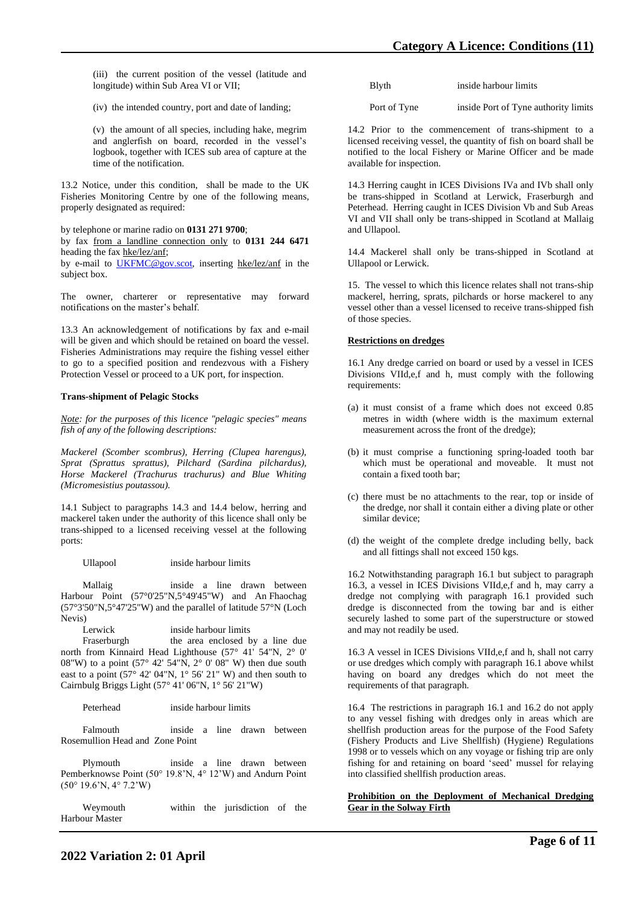(iii) the current position of the vessel (latitude and longitude) within Sub Area VI or VII;

(iv) the intended country, port and date of landing;

(v) the amount of all species, including hake, megrim and anglerfish on board, recorded in the vessel's logbook, together with ICES sub area of capture at the time of the notification.

13.2 Notice, under this condition, shall be made to the UK Fisheries Monitoring Centre by one of the following means, properly designated as required:

by telephone or marine radio on **0131 271 9700**;
by fax from a landline connection only to **0131 244 6471** heading the fax hke/lez/anf;
by e-mail to UKFMC@gov.scot, inserting hke/lez/anf in the subject box.

The owner, charterer or representative may forward notifications on the master's behalf.

13.3 An acknowledgement of notifications by fax and e-mail will be given and which should be retained on board the vessel. Fisheries Administrations may require the fishing vessel either to go to a specified position and rendezvous with a Fishery Protection Vessel or proceed to a UK port, for inspection.

**Trans-shipment of Pelagic Stocks**

*Note: for the purposes of this licence "pelagic species" means fish of any of the following descriptions:*

*Mackerel (Scomber scombrus), Herring (Clupea harengus), Sprat (Sprattus sprattus), Pilchard (Sardina pilchardus), Horse Mackerel (Trachurus trachurus) and Blue Whiting (Micromesistius poutassou).*

14.1 Subject to paragraphs 14.3 and 14.4 below, herring and mackerel taken under the authority of this licence shall only be trans-shipped to a licensed receiving vessel at the following ports:

| Port | Area |
|---|---|
| Ullapool | inside harbour limits |
| Mallaig | inside a line drawn between Harbour Point (57°0'25"N,5°49'45"W) and An Fhaochag (57°3'50"N,5°47'25"W) and the parallel of latitude 57°N (Loch Nevis) |
| Lerwick | inside harbour limits |
| Fraserburgh | the area enclosed by a line due north from Kinnaird Head Lighthouse (57° 41' 54"N, 2° 0' 08"W) to a point (57° 42' 54"N, 2° 0' 08" W) then due south east to a point (57° 42' 04"N, 1° 56' 21" W) and then south to Cairnbulg Briggs Light (57° 41' 06"N, 1° 56' 21"W) |
| Peterhead | inside harbour limits |
| Falmouth | inside a line drawn between Rosemullion Head and Zone Point |
| Plymouth | inside a line drawn between Pemberknowse Point (50° 19.8'N, 4° 12'W) and Andurn Point (50° 19.6'N, 4° 7.2'W) |
| Weymouth | within the jurisdiction of the Harbour Master |
| Blyth | inside harbour limits |
| Port of Tyne | inside Port of Tyne authority limits |

14.2 Prior to the commencement of trans-shipment to a licensed receiving vessel, the quantity of fish on board shall be notified to the local Fishery or Marine Officer and be made available for inspection.

14.3 Herring caught in ICES Divisions IVa and IVb shall only be trans-shipped in Scotland at Lerwick, Fraserburgh and Peterhead. Herring caught in ICES Division Vb and Sub Areas VI and VII shall only be trans-shipped in Scotland at Mallaig and Ullapool.

14.4 Mackerel shall only be trans-shipped in Scotland at Ullapool or Lerwick.

15. The vessel to which this licence relates shall not trans-ship mackerel, herring, sprats, pilchards or horse mackerel to any vessel other than a vessel licensed to receive trans-shipped fish of those species.

**Restrictions on dredges**

16.1 Any dredge carried on board or used by a vessel in ICES Divisions VIId,e,f and h, must comply with the following requirements:

(a) it must consist of a frame which does not exceed 0.85 metres in width (where width is the maximum external measurement across the front of the dredge);

(b) it must comprise a functioning spring-loaded tooth bar which must be operational and moveable. It must not contain a fixed tooth bar;

(c) there must be no attachments to the rear, top or inside of the dredge, nor shall it contain either a diving plate or other similar device;

(d) the weight of the complete dredge including belly, back and all fittings shall not exceed 150 kgs.

16.2 Notwithstanding paragraph 16.1 but subject to paragraph 16.3, a vessel in ICES Divisions VIId,e,f and h, may carry a dredge not complying with paragraph 16.1 provided such dredge is disconnected from the towing bar and is either securely lashed to some part of the superstructure or stowed and may not readily be used.

16.3 A vessel in ICES Divisions VIId,e,f and h, shall not carry or use dredges which comply with paragraph 16.1 above whilst having on board any dredges which do not meet the requirements of that paragraph.

16.4 The restrictions in paragraph 16.1 and 16.2 do not apply to any vessel fishing with dredges only in areas which are shellfish production areas for the purpose of the Food Safety (Fishery Products and Live Shellfish) (Hygiene) Regulations 1998 or to vessels which on any voyage or fishing trip are only fishing for and retaining on board 'seed' mussel for relaying into classified shellfish production areas.

**Prohibition on the Deployment of Mechanical Dredging Gear in the Solway Firth**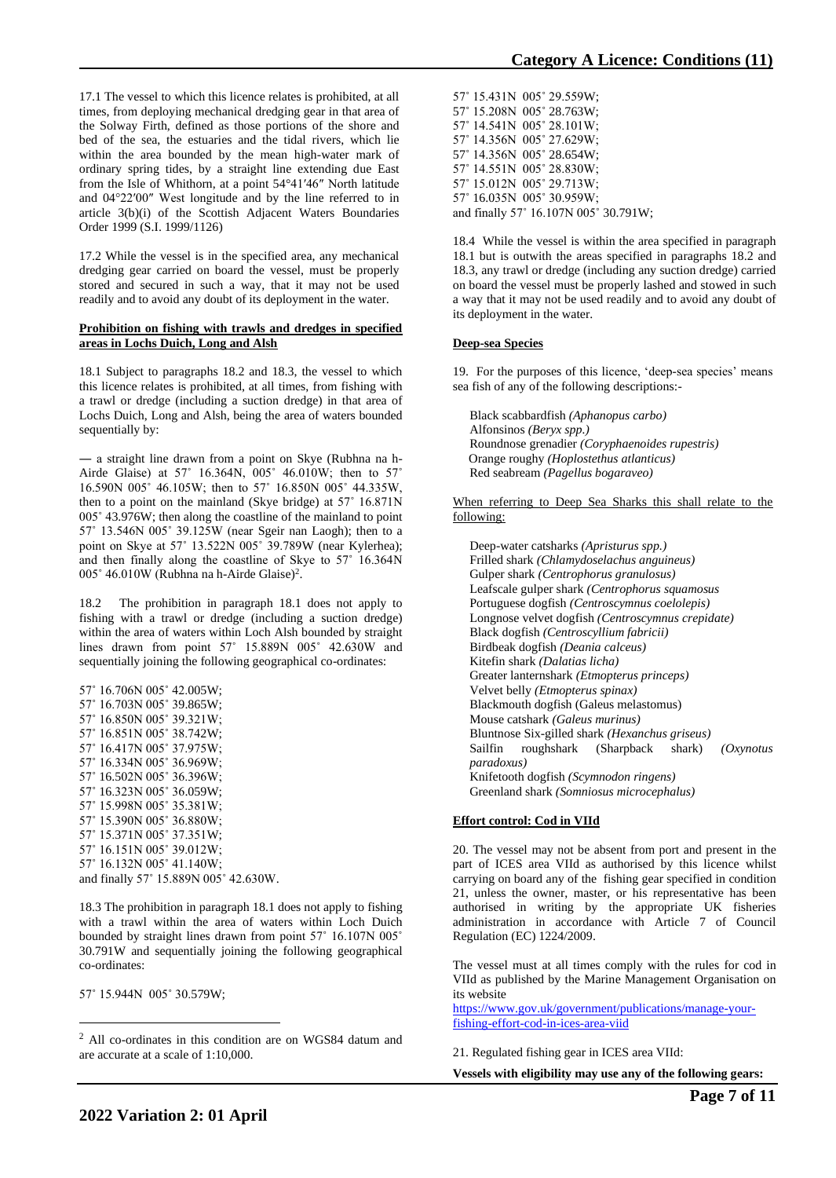17.1 The vessel to which this licence relates is prohibited, at all times, from deploying mechanical dredging gear in that area of the Solway Firth, defined as those portions of the shore and bed of the sea, the estuaries and the tidal rivers, which lie within the area bounded by the mean high-water mark of ordinary spring tides, by a straight line extending due East from the Isle of Whithorn, at a point 54°41′46″ North latitude and 04°22′00″ West longitude and by the line referred to in article 3(b)(i) of the Scottish Adjacent Waters Boundaries Order 1999 (S.I. 1999/1126)

17.2 While the vessel is in the specified area, any mechanical dredging gear carried on board the vessel, must be properly stored and secured in such a way, that it may not be used readily and to avoid any doubt of its deployment in the water.

**Prohibition on fishing with trawls and dredges in specified areas in Lochs Duich, Long and Alsh**

18.1 Subject to paragraphs 18.2 and 18.3, the vessel to which this licence relates is prohibited, at all times, from fishing with a trawl or dredge (including a suction dredge) in that area of Lochs Duich, Long and Alsh, being the area of waters bounded sequentially by:

— a straight line drawn from a point on Skye (Rubhna na h-Airde Glaise) at 57˚ 16.364N, 005˚ 46.010W; then to 57˚ 16.590N 005˚ 46.105W; then to 57˚ 16.850N 005˚ 44.335W, then to a point on the mainland (Skye bridge) at 57˚ 16.871N 005˚ 43.976W; then along the coastline of the mainland to point 57˚ 16.546N 005˚ 39.125W (near Sgeir nan Laogh); then to a point on Skye at 57˚ 13.522N 005˚ 39.789W (near Kylerhea); and then finally along the coastline of Skye to 57˚ 16.364N 005˚ 46.010W (Rubhna na h-Airde Glaise)[2].

18.2 The prohibition in paragraph 18.1 does not apply to fishing with a trawl or dredge (including a suction dredge) within the area of waters within Loch Alsh bounded by straight lines drawn from point 57˚ 15.889N 005˚ 42.630W and sequentially joining the following geographical co-ordinates:

57˚ 16.706N 005˚ 42.005W;
57˚ 16.703N 005˚ 39.865W;
57˚ 16.850N 005˚ 39.321W;
57˚ 16.851N 005˚ 38.742W;
57˚ 16.417N 005˚ 37.975W;
57˚ 16.334N 005˚ 36.969W;
57˚ 16.502N 005˚ 36.396W;
57˚ 16.323N 005˚ 36.059W;
57˚ 15.998N 005˚ 35.381W;
57˚ 15.390N 005˚ 36.880W;
57˚ 15.371N 005˚ 37.351W;
57˚ 16.151N 005˚ 39.012W;
57˚ 16.132N 005˚ 41.140W;
and finally 57˚ 15.889N 005˚ 42.630W.

18.3 The prohibition in paragraph 18.1 does not apply to fishing with a trawl within the area of waters within Loch Duich bounded by straight lines drawn from point 57˚ 16.107N 005˚ 30.791W and sequentially joining the following geographical co-ordinates:

57˚ 15.944N 005˚ 30.579W;
57˚ 15.431N 005˚ 29.559W;
57˚ 15.208N 005˚ 28.763W;
57˚ 14.541N 005˚ 28.101W;
57˚ 14.356N 005˚ 27.629W;
57˚ 14.356N 005˚ 28.654W;
57˚ 14.551N 005˚ 28.830W;
57˚ 15.012N 005˚ 29.713W;
57˚ 16.035N 005˚ 30.959W;
and finally 57˚ 16.107N 005˚ 30.791W;

18.4 While the vessel is within the area specified in paragraph 18.1 but is outwith the areas specified in paragraphs 18.2 and 18.3, any trawl or dredge (including any suction dredge) carried on board the vessel must be properly lashed and stowed in such a way that it may not be used readily and to avoid any doubt of its deployment in the water.

**Deep-sea Species**

19. For the purposes of this licence, 'deep-sea species' means sea fish of any of the following descriptions:-

Black scabbardfish *(Aphanopus carbo)*
Alfonsinos *(Beryx spp.)*
Roundnose grenadier *(Coryphaenoides rupestris)*
Orange roughy *(Hoplostethus atlanticus)*
Red seabream *(Pagellus bogaraveo)*

When referring to Deep Sea Sharks this shall relate to the following:

Deep-water catsharks *(Apristurus spp.)*
Frilled shark *(Chlamydoselachus anguineus)*
Gulper shark *(Centrophorus granulosus)*
Leafscale gulper shark *(Centrophorus squamosus*
Portuguese dogfish *(Centroscymnus coelolepis)*
Longnose velvet dogfish *(Centroscymnus crepidate)*
Black dogfish *(Centroscyllium fabricii)*
Birdbeak dogfish *(Deania calceus)*
Kitefin shark *(Dalatias licha)*
Greater lanternshark *(Etmopterus princeps)*
Velvet belly *(Etmopterus spinax)*
Blackmouth dogfish (Galeus melastomus)
Mouse catshark *(Galeus murinus)*
Bluntnose Six-gilled shark *(Hexanchus griseus)*
Sailfin roughshark (Sharpback shark) *(Oxynotus paradoxus)*
Knifetooth dogfish *(Scymnodon ringens)*
Greenland shark *(Somniosus microcephalus)*

**Effort control: Cod in VIId**

20. The vessel may not be absent from port and present in the part of ICES area VIId as authorised by this licence whilst carrying on board any of the fishing gear specified in condition 21, unless the owner, master, or his representative has been authorised in writing by the appropriate UK fisheries administration in accordance with Article 7 of Council Regulation (EC) 1224/2009.

The vessel must at all times comply with the rules for cod in VIId as published by the Marine Management Organisation on its website
https://www.gov.uk/government/publications/manage-your-fishing-effort-cod-in-ices-area-viid

21. Regulated fishing gear in ICES area VIId:

**Vessels with eligibility may use any of the following gears:**

[2] All co-ordinates in this condition are on WGS84 datum and are accurate at a scale of 1:10,000.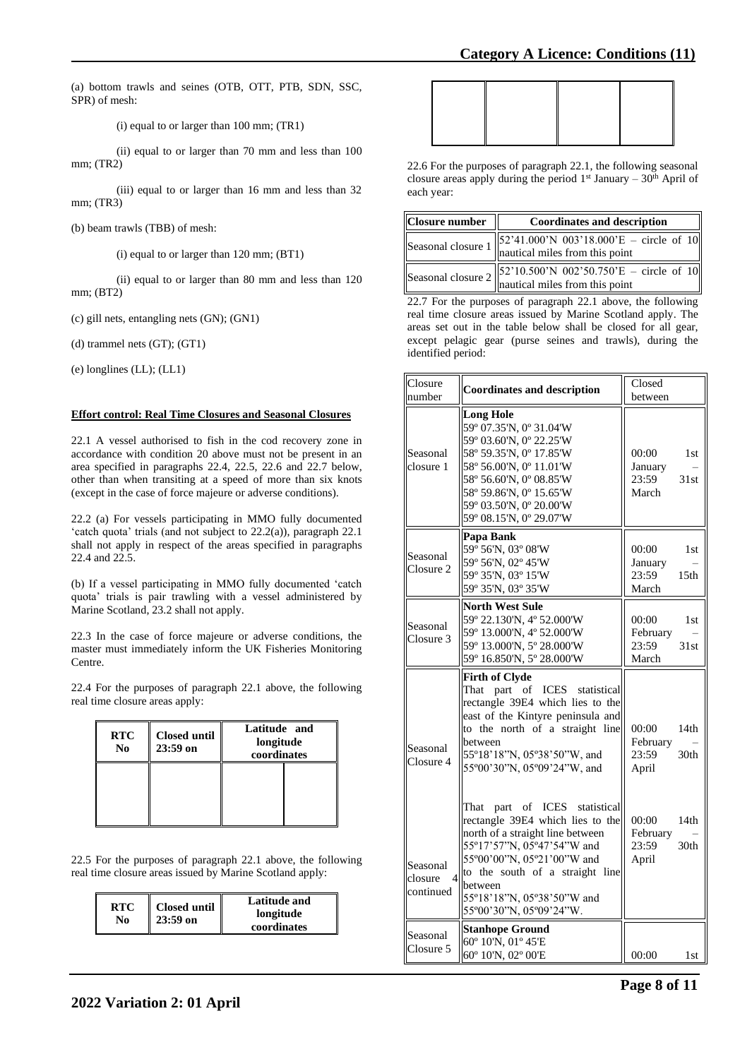(a) bottom trawls and seines (OTB, OTT, PTB, SDN, SSC, SPR) of mesh:

(i) equal to or larger than 100 mm; (TR1)

(ii) equal to or larger than 70 mm and less than 100 mm; (TR2)

(iii) equal to or larger than 16 mm and less than 32 mm; (TR3)

(b) beam trawls (TBB) of mesh:

(i) equal to or larger than 120 mm; (BT1)

(ii) equal to or larger than 80 mm and less than 120 mm; (BT2)

(c) gill nets, entangling nets (GN); (GN1)

(d) trammel nets (GT); (GT1)

(e) longlines (LL); (LL1)

**Effort control: Real Time Closures and Seasonal Closures**

22.1 A vessel authorised to fish in the cod recovery zone in accordance with condition 20 above must not be present in an area specified in paragraphs 22.4, 22.5, 22.6 and 22.7 below, other than when transiting at a speed of more than six knots (except in the case of force majeure or adverse conditions).

22.2 (a) For vessels participating in MMO fully documented 'catch quota' trials (and not subject to 22.2(a)), paragraph 22.1 shall not apply in respect of the areas specified in paragraphs 22.4 and 22.5.

(b) If a vessel participating in MMO fully documented 'catch quota' trials is pair trawling with a vessel administered by Marine Scotland, 23.2 shall not apply.

22.3 In the case of force majeure or adverse conditions, the master must immediately inform the UK Fisheries Monitoring Centre.

22.4 For the purposes of paragraph 22.1 above, the following real time closure areas apply:

| RTC No | Closed until 23:59 on | Latitude and longitude coordinates | |
|---|---|---|---|
| | | | |

22.5 For the purposes of paragraph 22.1 above, the following real time closure areas issued by Marine Scotland apply:

| RTC No | Closed until 23:59 on | Latitude and longitude coordinates | |
|---|---|---|---|
| | | | |

22.6 For the purposes of paragraph 22.1, the following seasonal closure areas apply during the period 1st January – 30th April of each year:

| Closure number | Coordinates and description |
|---|---|
| Seasonal closure 1 | 52'41.000'N 003'18.000'E – circle of 10 nautical miles from this point |
| Seasonal closure 2 | 52'10.500'N 002'50.750'E – circle of 10 nautical miles from this point |

22.7 For the purposes of paragraph 22.1 above, the following real time closure areas issued by Marine Scotland apply. The areas set out in the table below shall be closed for all gear, except pelagic gear (purse seines and trawls), during the identified period:

| Closure number | Coordinates and description | Closed between |
|---|---|---|
| Seasonal closure 1 | **Long Hole**<br>59º 07.35'N, 0º 31.04'W<br>59º 03.60'N, 0º 22.25'W<br>58º 59.35'N, 0º 17.85'W<br>58º 56.00'N, 0º 11.01'W<br>58º 56.60'N, 0º 08.85'W<br>58º 59.86'N, 0º 15.65'W<br>59º 03.50'N, 0º 20.00'W<br>59º 08.15'N, 0º 29.07'W | 00:00 1st January – 23:59 31st March |
| Seasonal Closure 2 | **Papa Bank**<br>59º 56'N, 03º 08'W<br>59º 56'N, 02º 45'W<br>59º 35'N, 03º 15'W<br>59º 35'N, 03º 35'W | 00:00 1st January – 23:59 15th March |
| Seasonal Closure 3 | **North West Sule**<br>59º 22.130'N, 4º 52.000'W<br>59º 13.000'N, 4º 52.000'W<br>59º 13.000'N, 5º 28.000'W<br>59º 16.850'N, 5º 28.000'W | 00:00 1st February – 23:59 31st March |
| Seasonal Closure 4 | **Firth of Clyde**<br>That part of ICES statistical rectangle 39E4 which lies to the east of the Kintyre peninsula and to the north of a straight line between<br>55º18'18"N, 05º38'50"W, and<br>55º00'30"N, 05º09'24"W, and | 00:00 14th February – 23:59 30th April |
| Seasonal closure 4 continued | That part of ICES statistical rectangle 39E4 which lies to the north of a straight line between<br>55º17'57"N, 05º47'54"W and<br>55º00'00"N, 05º21'00"W and to the south of a straight line between<br>55º18'18"N, 05º38'50"W and<br>55º00'30"N, 05º09'24"W. | 00:00 14th February – 23:59 30th April |
| Seasonal Closure 5 | **Stanhope Ground**<br>60º 10'N, 01º 45'E<br>60º 10'N, 02º 00'E | 00:00 1st |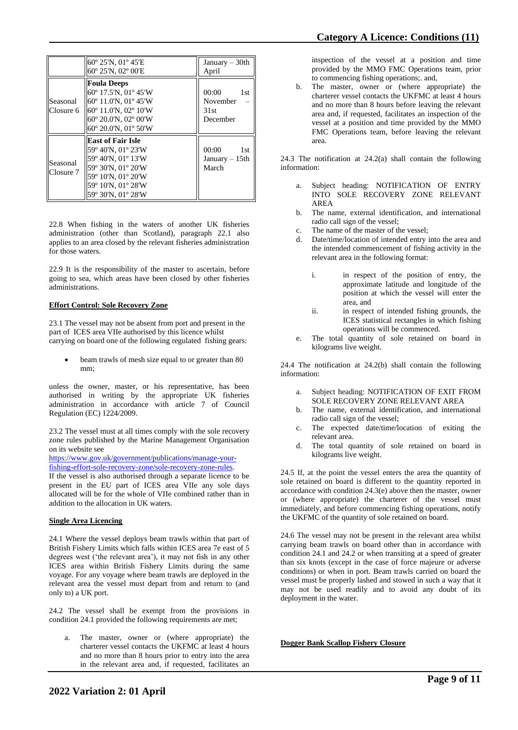| | | |
|---|---|---|
| | 60º 25'N, 01º 45'E<br>60º 25'N, 02º 00'E | January – 30th April |
| Seasonal Closure 6 | **Foula Deeps**<br>60º 17.5'N, 01º 45'W<br>60º 11.0'N, 01º 45'W<br>60º 11.0'N, 02º 10'W<br>60º 20.0'N, 02º 00'W<br>60º 20.0'N, 01º 50'W | 00:00 1st November – 31st December |
| Seasonal Closure 7 | **East of Fair Isle**<br>59º 40'N, 01º 23'W<br>59º 40'N, 01º 13'W<br>59º 30'N, 01º 20'W<br>59º 10'N, 01º 20'W<br>59º 10'N, 01º 28'W<br>59º 30'N, 01º 28'W | 00:00 1st January – 15th March |

22.8 When fishing in the waters of another UK fisheries administration (other than Scotland), paragraph 22.1 also applies to an area closed by the relevant fisheries administration for those waters.

22.9 It is the responsibility of the master to ascertain, before going to sea, which areas have been closed by other fisheries administrations.

**Effort Control: Sole Recovery Zone**

23.1 The vessel may not be absent from port and present in the part of ICES area VIIe authorised by this licence whilst carrying on board one of the following regulated fishing gears:

- beam trawls of mesh size equal to or greater than 80 mm;

unless the owner, master, or his representative, has been authorised in writing by the appropriate UK fisheries administration in accordance with article 7 of Council Regulation (EC) 1224/2009.

23.2 The vessel must at all times comply with the sole recovery zone rules published by the Marine Management Organisation on its website see https://www.gov.uk/government/publications/manage-your-fishing-effort-sole-recovery-zone/sole-recovery-zone-rules.
If the vessel is also authorised through a separate licence to be present in the EU part of ICES area VIIe any sole days allocated will be for the whole of VIIe combined rather than in addition to the allocation in UK waters.

**Single Area Licencing**

24.1 Where the vessel deploys beam trawls within that part of British Fishery Limits which falls within ICES area 7e east of 5 degrees west ('the relevant area'), it may not fish in any other ICES area within British Fishery Limits during the same voyage. For any voyage where beam trawls are deployed in the relevant area the vessel must depart from and return to (and only to) a UK port.

24.2 The vessel shall be exempt from the provisions in condition 24.1 provided the following requirements are met;

a. The master, owner or (where appropriate) the charterer vessel contacts the UKFMC at least 4 hours and no more than 8 hours prior to entry into the area in the relevant area and, if requested, facilitates an inspection of the vessel at a position and time provided by the MMO FMC Operations team, prior to commencing fishing operations;. and,
b. The master, owner or (where appropriate) the charterer vessel contacts the UKFMC at least 4 hours and no more than 8 hours before leaving the relevant area and, if requested, facilitates an inspection of the vessel at a position and time provided by the MMO FMC Operations team, before leaving the relevant area.

24.3 The notification at 24.2(a) shall contain the following information:

a. Subject heading: NOTIFICATION OF ENTRY INTO SOLE RECOVERY ZONE RELEVANT AREA
b. The name, external identification, and international radio call sign of the vessel;
c. The name of the master of the vessel;
d. Date/time/location of intended entry into the area and the intended commencement of fishing activity in the relevant area in the following format:
   i. in respect of the position of entry, the approximate latitude and longitude of the position at which the vessel will enter the area, and
   ii. in respect of intended fishing grounds, the ICES statistical rectangles in which fishing operations will be commenced.
e. The total quantity of sole retained on board in kilograms live weight.

24.4 The notification at 24.2(b) shall contain the following information:

a. Subject heading: NOTIFICATION OF EXIT FROM SOLE RECOVERY ZONE RELEVANT AREA
b. The name, external identification, and international radio call sign of the vessel;
c. The expected date/time/location of exiting the relevant area.
d. The total quantity of sole retained on board in kilograms live weight.

24.5 If, at the point the vessel enters the area the quantity of sole retained on board is different to the quantity reported in accordance with condition 24.3(e) above then the master, owner or (where appropriate) the charterer of the vessel must immediately, and before commencing fishing operations, notify the UKFMC of the quantity of sole retained on board.

24.6 The vessel may not be present in the relevant area whilst carrying beam trawls on board other than in accordance with condition 24.1 and 24.2 or when transiting at a speed of greater than six knots (except in the case of force majeure or adverse conditions) or when in port. Beam trawls carried on board the vessel must be properly lashed and stowed in such a way that it may not be used readily and to avoid any doubt of its deployment in the water.

**Dogger Bank Scallop Fishery Closure**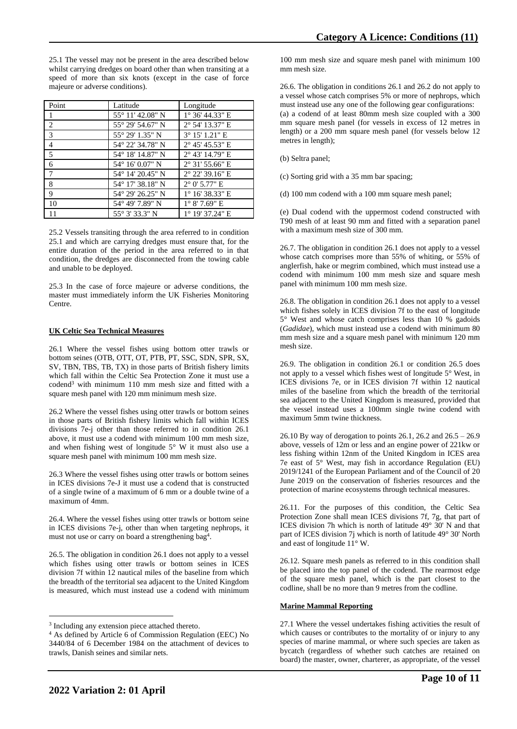25.1 The vessel may not be present in the area described below whilst carrying dredges on board other than when transiting at a speed of more than six knots (except in the case of force majeure or adverse conditions).

| Point | Latitude | Longitude |
|---|---|---|
| 1 | 55° 11' 42.08" N | 1° 36' 44.33" E |
| 2 | 55° 29' 54.67" N | 2° 54' 13.37" E |
| 3 | 55° 29' 1.35" N | 3° 15' 1.21" E |
| 4 | 54° 22' 34.78" N | 2° 45' 45.53" E |
| 5 | 54° 18' 14.87" N | 2° 43' 14.79" E |
| 6 | 54° 16' 0.07" N | 2° 31' 55.66" E |
| 7 | 54° 14' 20.45" N | 2° 22' 39.16" E |
| 8 | 54° 17' 38.18" N | 2° 0' 5.77" E |
| 9 | 54° 29' 26.25" N | 1° 16' 38.33" E |
| 10 | 54° 49' 7.89" N | 1° 8' 7.69" E |
| 11 | 55° 3' 33.3" N | 1° 19' 37.24" E |

25.2 Vessels transiting through the area referred to in condition 25.1 and which are carrying dredges must ensure that, for the entire duration of the period in the area referred to in that condition, the dredges are disconnected from the towing cable and unable to be deployed.

25.3 In the case of force majeure or adverse conditions, the master must immediately inform the UK Fisheries Monitoring Centre.

**UK Celtic Sea Technical Measures**

26.1 Where the vessel fishes using bottom otter trawls or bottom seines (OTB, OTT, OT, PTB, PT, SSC, SDN, SPR, SX, SV, TBN, TBS, TB, TX) in those parts of British fishery limits which fall within the Celtic Sea Protection Zone it must use a codend[3] with minimum 110 mm mesh size and fitted with a square mesh panel with 120 mm minimum mesh size.

26.2 Where the vessel fishes using otter trawls or bottom seines in those parts of British fishery limits which fall within ICES divisions 7e-j other than those referred to in condition 26.1 above, it must use a codend with minimum 100 mm mesh size, and when fishing west of longitude 5° W it must also use a square mesh panel with minimum 100 mm mesh size.

26.3 Where the vessel fishes using otter trawls or bottom seines in ICES divisions 7e-J it must use a codend that is constructed of a single twine of a maximum of 6 mm or a double twine of a maximum of 4mm.

26.4. Where the vessel fishes using otter trawls or bottom seine in ICES divisions 7e-j, other than when targeting nephrops, it must not use or carry on board a strengthening bag[4].

26.5. The obligation in condition 26.1 does not apply to a vessel which fishes using otter trawls or bottom seines in ICES division 7f within 12 nautical miles of the baseline from which the breadth of the territorial sea adjacent to the United Kingdom is measured, which must instead use a codend with minimum 100 mm mesh size and square mesh panel with minimum 100 mm mesh size.

26.6. The obligation in conditions 26.1 and 26.2 do not apply to a vessel whose catch comprises 5% or more of nephrops, which must instead use any one of the following gear configurations:
(a) a codend of at least 80mm mesh size coupled with a 300 mm square mesh panel (for vessels in excess of 12 metres in length) or a 200 mm square mesh panel (for vessels below 12 metres in length);

(b) Seltra panel;

(c) Sorting grid with a 35 mm bar spacing;

(d) 100 mm codend with a 100 mm square mesh panel;

(e) Dual codend with the uppermost codend constructed with T90 mesh of at least 90 mm and fitted with a separation panel with a maximum mesh size of 300 mm.

26.7. The obligation in condition 26.1 does not apply to a vessel whose catch comprises more than 55% of whiting, or 55% of anglerfish, hake or megrim combined, which must instead use a codend with minimum 100 mm mesh size and square mesh panel with minimum 100 mm mesh size.

26.8. The obligation in condition 26.1 does not apply to a vessel which fishes solely in ICES division 7f to the east of longitude 5° West and whose catch comprises less than 10 % gadoids (*Gadidae*), which must instead use a codend with minimum 80 mm mesh size and a square mesh panel with minimum 120 mm mesh size.

26.9. The obligation in condition 26.1 or condition 26.5 does not apply to a vessel which fishes west of longitude 5° West, in ICES divisions 7e, or in ICES division 7f within 12 nautical miles of the baseline from which the breadth of the territorial sea adjacent to the United Kingdom is measured, provided that the vessel instead uses a 100mm single twine codend with maximum 5mm twine thickness.

26.10 By way of derogation to points 26.1, 26.2 and 26.5 – 26.9 above, vessels of 12m or less and an engine power of 221kw or less fishing within 12nm of the United Kingdom in ICES area 7e east of 5° West, may fish in accordance Regulation (EU) 2019/1241 of the European Parliament and of the Council of 20 June 2019 on the conservation of fisheries resources and the protection of marine ecosystems through technical measures.

26.11. For the purposes of this condition, the Celtic Sea Protection Zone shall mean ICES divisions 7f, 7g, that part of ICES division 7h which is north of latitude 49° 30' N and that part of ICES division 7j which is north of latitude 49° 30' North and east of longitude 11° W.

26.12. Square mesh panels as referred to in this condition shall be placed into the top panel of the codend. The rearmost edge of the square mesh panel, which is the part closest to the codline, shall be no more than 9 metres from the codline.

**Marine Mammal Reporting**

27.1 Where the vessel undertakes fishing activities the result of which causes or contributes to the mortality of or injury to any species of marine mammal, or where such species are taken as bycatch (regardless of whether such catches are retained on board) the master, owner, charterer, as appropriate, of the vessel

---

[3] Including any extension piece attached thereto.

[4] As defined by Article 6 of Commission Regulation (EEC) No 3440/84 of 6 December 1984 on the attachment of devices to trawls, Danish seines and similar nets.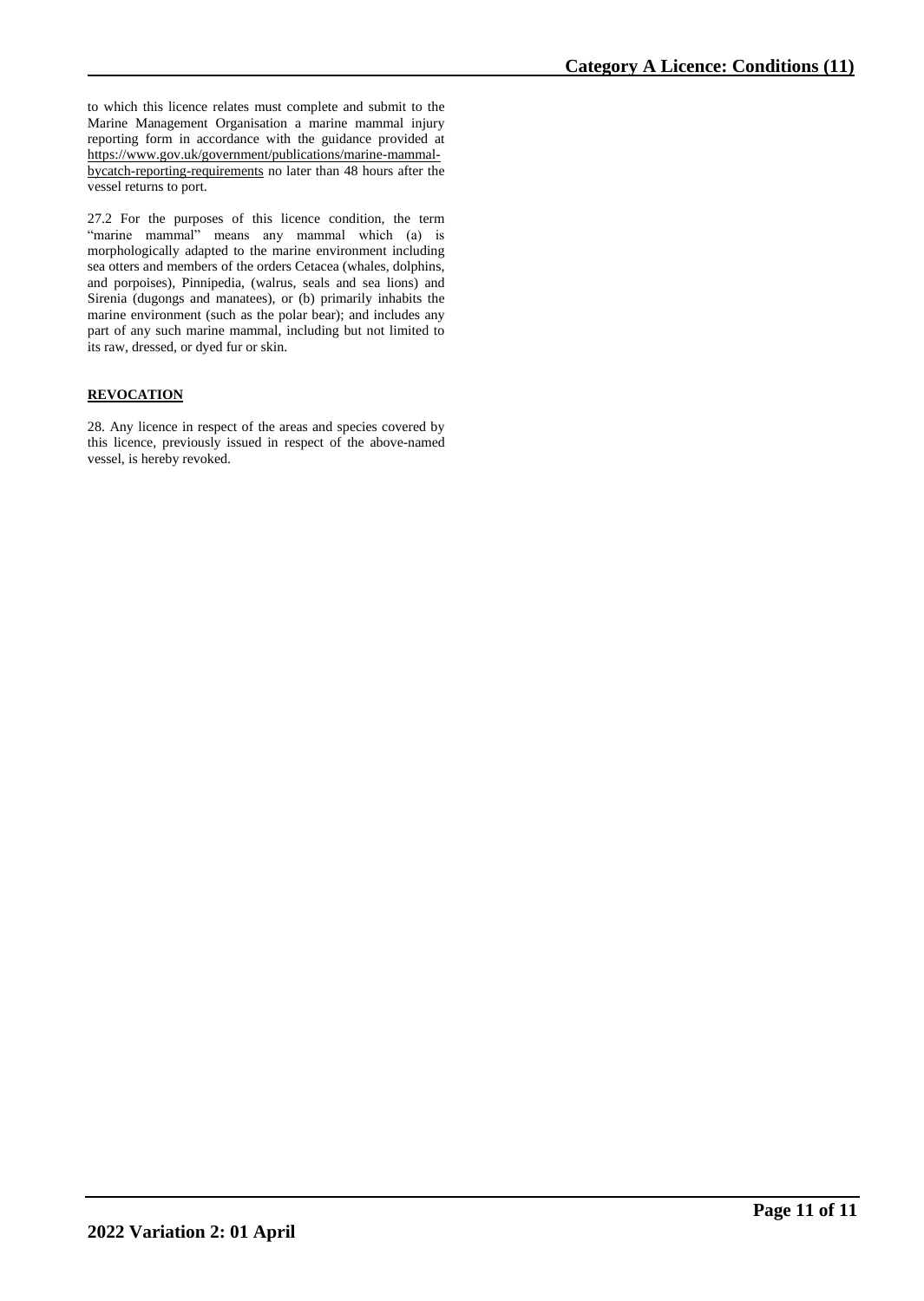to which this licence relates must complete and submit to the Marine Management Organisation a marine mammal injury reporting form in accordance with the guidance provided at [https://www.gov.uk/government/publications/marine-mammal-bycatch-reporting-requirements](https://www.gov.uk/government/publications/marine-mammal-bycatch-reporting-requirements) no later than 48 hours after the vessel returns to port.

27.2 For the purposes of this licence condition, the term "marine mammal" means any mammal which (a) is morphologically adapted to the marine environment including sea otters and members of the orders Cetacea (whales, dolphins, and porpoises), Pinnipedia, (walrus, seals and sea lions) and Sirenia (dugongs and manatees), or (b) primarily inhabits the marine environment (such as the polar bear); and includes any part of any such marine mammal, including but not limited to its raw, dressed, or dyed fur or skin.

**REVOCATION**

28. Any licence in respect of the areas and species covered by this licence, previously issued in respect of the above-named vessel, is hereby revoked.